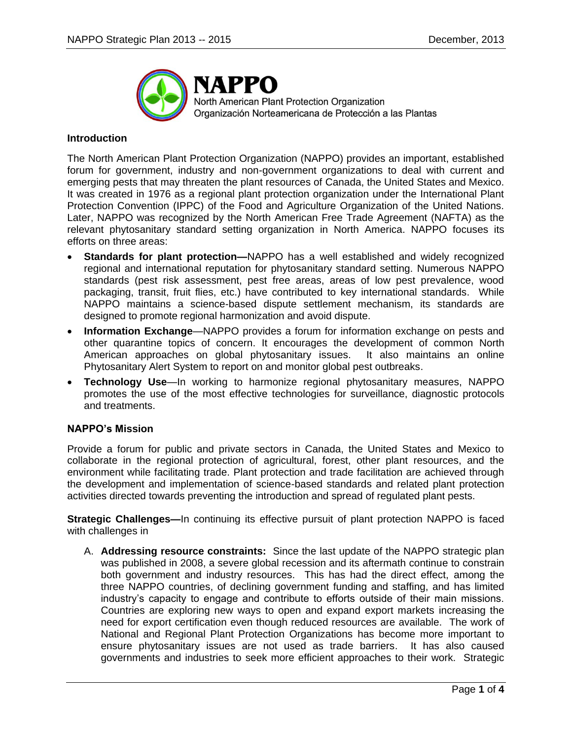# NAPPO

North American Plant Protection Organization
Organización Norteamericana de Protección a las Plantas

## Introduction

The North American Plant Protection Organization (NAPPO) provides an important, established forum for government, industry and non-government organizations to deal with current and emerging pests that may threaten the plant resources of Canada, the United States and Mexico. It was created in 1976 as a regional plant protection organization under the International Plant Protection Convention (IPPC) of the Food and Agriculture Organization of the United Nations. Later, NAPPO was recognized by the North American Free Trade Agreement (NAFTA) as the relevant phytosanitary standard setting organization in North America. NAPPO focuses its efforts on three areas:

- **Standards for plant protection—**NAPPO has a well established and widely recognized regional and international reputation for phytosanitary standard setting. Numerous NAPPO standards (pest risk assessment, pest free areas, areas of low pest prevalence, wood packaging, transit, fruit flies, etc.) have contributed to key international standards. While NAPPO maintains a science-based dispute settlement mechanism, its standards are designed to promote regional harmonization and avoid dispute.
- **Information Exchange**—NAPPO provides a forum for information exchange on pests and other quarantine topics of concern. It encourages the development of common North American approaches on global phytosanitary issues. It also maintains an online Phytosanitary Alert System to report on and monitor global pest outbreaks.
- **Technology Use**—In working to harmonize regional phytosanitary measures, NAPPO promotes the use of the most effective technologies for surveillance, diagnostic protocols and treatments.

## NAPPO's Mission

Provide a forum for public and private sectors in Canada, the United States and Mexico to collaborate in the regional protection of agricultural, forest, other plant resources, and the environment while facilitating trade. Plant protection and trade facilitation are achieved through the development and implementation of science-based standards and related plant protection activities directed towards preventing the introduction and spread of regulated plant pests.

**Strategic Challenges—**In continuing its effective pursuit of plant protection NAPPO is faced with challenges in

A. **Addressing resource constraints:** Since the last update of the NAPPO strategic plan was published in 2008, a severe global recession and its aftermath continue to constrain both government and industry resources. This has had the direct effect, among the three NAPPO countries, of declining government funding and staffing, and has limited industry's capacity to engage and contribute to efforts outside of their main missions. Countries are exploring new ways to open and expand export markets increasing the need for export certification even though reduced resources are available. The work of National and Regional Plant Protection Organizations has become more important to ensure phytosanitary issues are not used as trade barriers. It has also caused governments and industries to seek more efficient approaches to their work. Strategic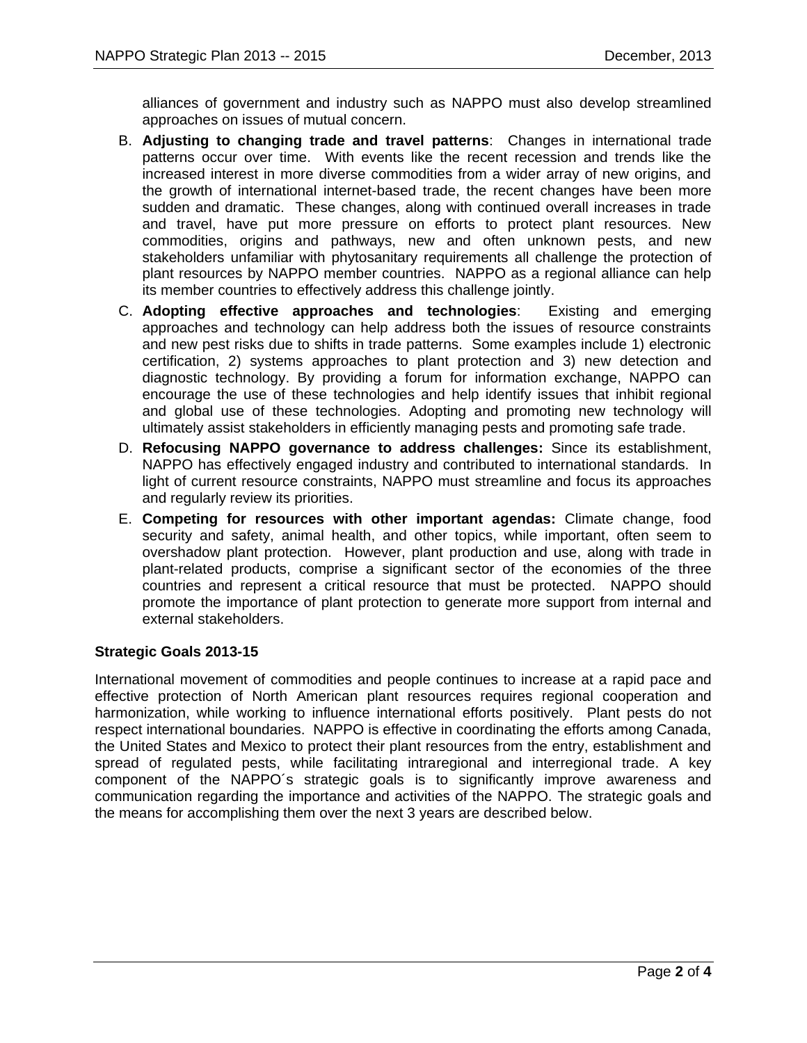alliances of government and industry such as NAPPO must also develop streamlined approaches on issues of mutual concern.

B. **Adjusting to changing trade and travel patterns**: Changes in international trade patterns occur over time. With events like the recent recession and trends like the increased interest in more diverse commodities from a wider array of new origins, and the growth of international internet-based trade, the recent changes have been more sudden and dramatic. These changes, along with continued overall increases in trade and travel, have put more pressure on efforts to protect plant resources. New commodities, origins and pathways, new and often unknown pests, and new stakeholders unfamiliar with phytosanitary requirements all challenge the protection of plant resources by NAPPO member countries. NAPPO as a regional alliance can help its member countries to effectively address this challenge jointly.

C. **Adopting effective approaches and technologies**: Existing and emerging approaches and technology can help address both the issues of resource constraints and new pest risks due to shifts in trade patterns. Some examples include 1) electronic certification, 2) systems approaches to plant protection and 3) new detection and diagnostic technology. By providing a forum for information exchange, NAPPO can encourage the use of these technologies and help identify issues that inhibit regional and global use of these technologies. Adopting and promoting new technology will ultimately assist stakeholders in efficiently managing pests and promoting safe trade.

D. **Refocusing NAPPO governance to address challenges:** Since its establishment, NAPPO has effectively engaged industry and contributed to international standards. In light of current resource constraints, NAPPO must streamline and focus its approaches and regularly review its priorities.

E. **Competing for resources with other important agendas:** Climate change, food security and safety, animal health, and other topics, while important, often seem to overshadow plant protection. However, plant production and use, along with trade in plant-related products, comprise a significant sector of the economies of the three countries and represent a critical resource that must be protected. NAPPO should promote the importance of plant protection to generate more support from internal and external stakeholders.

**Strategic Goals 2013-15**

International movement of commodities and people continues to increase at a rapid pace and effective protection of North American plant resources requires regional cooperation and harmonization, while working to influence international efforts positively. Plant pests do not respect international boundaries. NAPPO is effective in coordinating the efforts among Canada, the United States and Mexico to protect their plant resources from the entry, establishment and spread of regulated pests, while facilitating intraregional and interregional trade. A key component of the NAPPO´s strategic goals is to significantly improve awareness and communication regarding the importance and activities of the NAPPO. The strategic goals and the means for accomplishing them over the next 3 years are described below.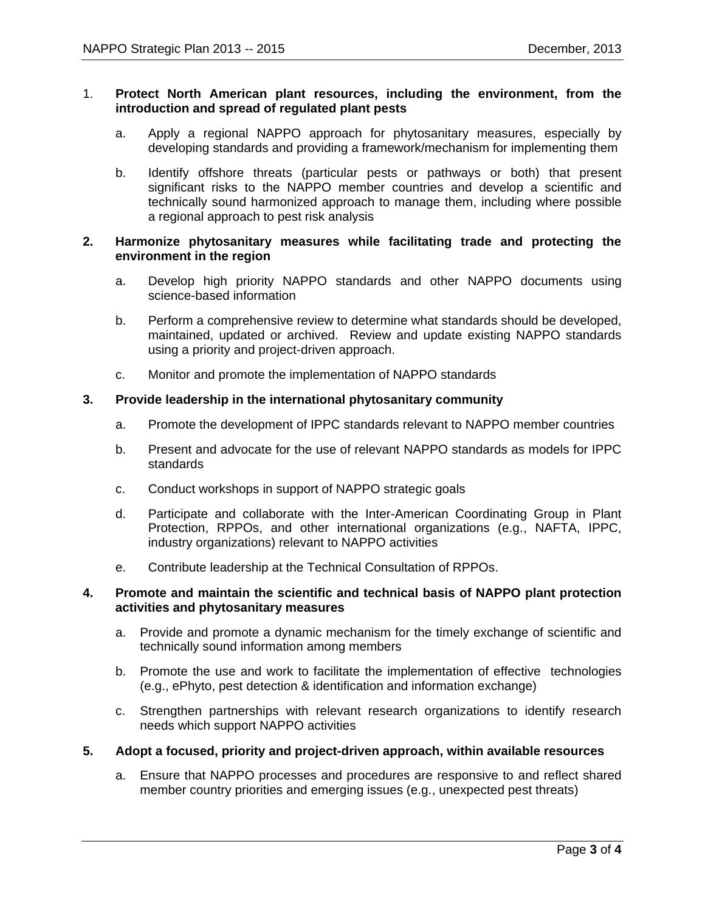1. **Protect North American plant resources, including the environment, from the introduction and spread of regulated plant pests**

    a. Apply a regional NAPPO approach for phytosanitary measures, especially by developing standards and providing a framework/mechanism for implementing them

    b. Identify offshore threats (particular pests or pathways or both) that present significant risks to the NAPPO member countries and develop a scientific and technically sound harmonized approach to manage them, including where possible a regional approach to pest risk analysis

2. **Harmonize phytosanitary measures while facilitating trade and protecting the environment in the region**

    a. Develop high priority NAPPO standards and other NAPPO documents using science-based information

    b. Perform a comprehensive review to determine what standards should be developed, maintained, updated or archived. Review and update existing NAPPO standards using a priority and project-driven approach.

    c. Monitor and promote the implementation of NAPPO standards

3. **Provide leadership in the international phytosanitary community**

    a. Promote the development of IPPC standards relevant to NAPPO member countries

    b. Present and advocate for the use of relevant NAPPO standards as models for IPPC standards

    c. Conduct workshops in support of NAPPO strategic goals

    d. Participate and collaborate with the Inter-American Coordinating Group in Plant Protection, RPPOs, and other international organizations (e.g., NAFTA, IPPC, industry organizations) relevant to NAPPO activities

    e. Contribute leadership at the Technical Consultation of RPPOs.

4. **Promote and maintain the scientific and technical basis of NAPPO plant protection activities and phytosanitary measures**

    a. Provide and promote a dynamic mechanism for the timely exchange of scientific and technically sound information among members

    b. Promote the use and work to facilitate the implementation of effective technologies (e.g., ePhyto, pest detection & identification and information exchange)

    c. Strengthen partnerships with relevant research organizations to identify research needs which support NAPPO activities

5. **Adopt a focused, priority and project-driven approach, within available resources**

    a. Ensure that NAPPO processes and procedures are responsive to and reflect shared member country priorities and emerging issues (e.g., unexpected pest threats)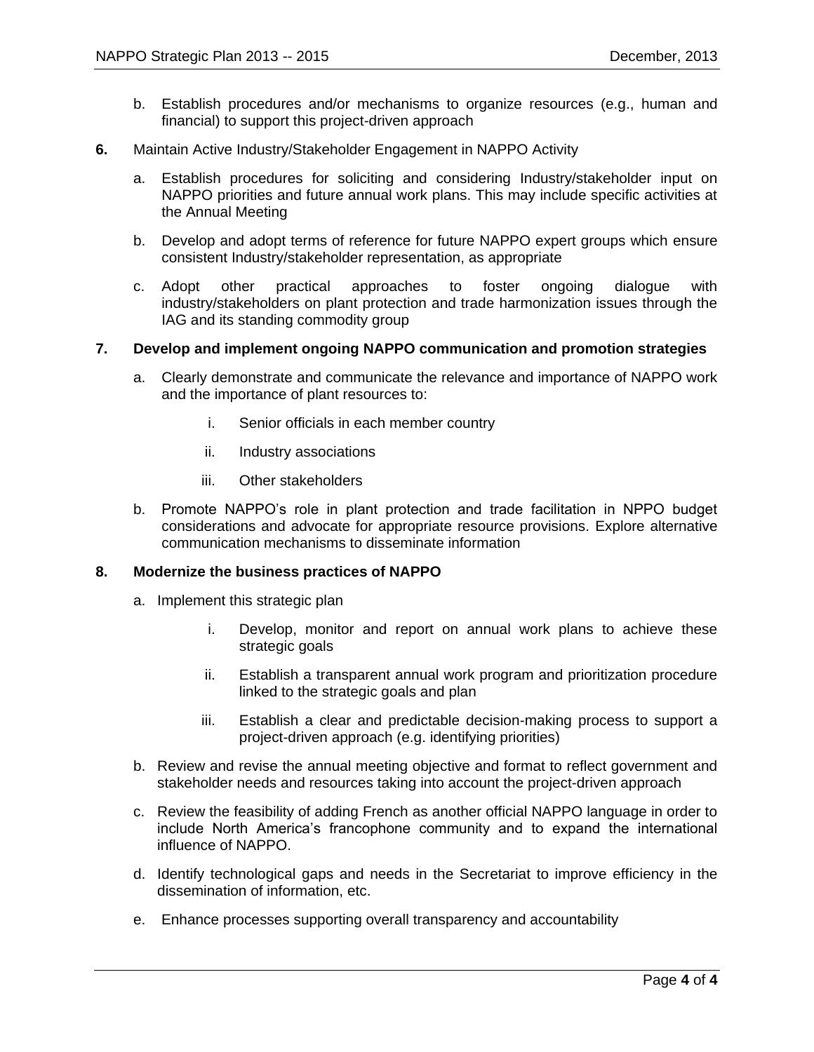b. Establish procedures and/or mechanisms to organize resources (e.g., human and financial) to support this project-driven approach

**6.** Maintain Active Industry/Stakeholder Engagement in NAPPO Activity

a. Establish procedures for soliciting and considering Industry/stakeholder input on NAPPO priorities and future annual work plans. This may include specific activities at the Annual Meeting

b. Develop and adopt terms of reference for future NAPPO expert groups which ensure consistent Industry/stakeholder representation, as appropriate

c. Adopt other practical approaches to foster ongoing dialogue with industry/stakeholders on plant protection and trade harmonization issues through the IAG and its standing commodity group

**7. Develop and implement ongoing NAPPO communication and promotion strategies**

a. Clearly demonstrate and communicate the relevance and importance of NAPPO work and the importance of plant resources to:

   i. Senior officials in each member country

   ii. Industry associations

   iii. Other stakeholders

b. Promote NAPPO's role in plant protection and trade facilitation in NPPO budget considerations and advocate for appropriate resource provisions. Explore alternative communication mechanisms to disseminate information

**8. Modernize the business practices of NAPPO**

a. Implement this strategic plan

   i. Develop, monitor and report on annual work plans to achieve these strategic goals

   ii. Establish a transparent annual work program and prioritization procedure linked to the strategic goals and plan

   iii. Establish a clear and predictable decision-making process to support a project-driven approach (e.g. identifying priorities)

b. Review and revise the annual meeting objective and format to reflect government and stakeholder needs and resources taking into account the project-driven approach

c. Review the feasibility of adding French as another official NAPPO language in order to include North America's francophone community and to expand the international influence of NAPPO.

d. Identify technological gaps and needs in the Secretariat to improve efficiency in the dissemination of information, etc.

e. Enhance processes supporting overall transparency and accountability